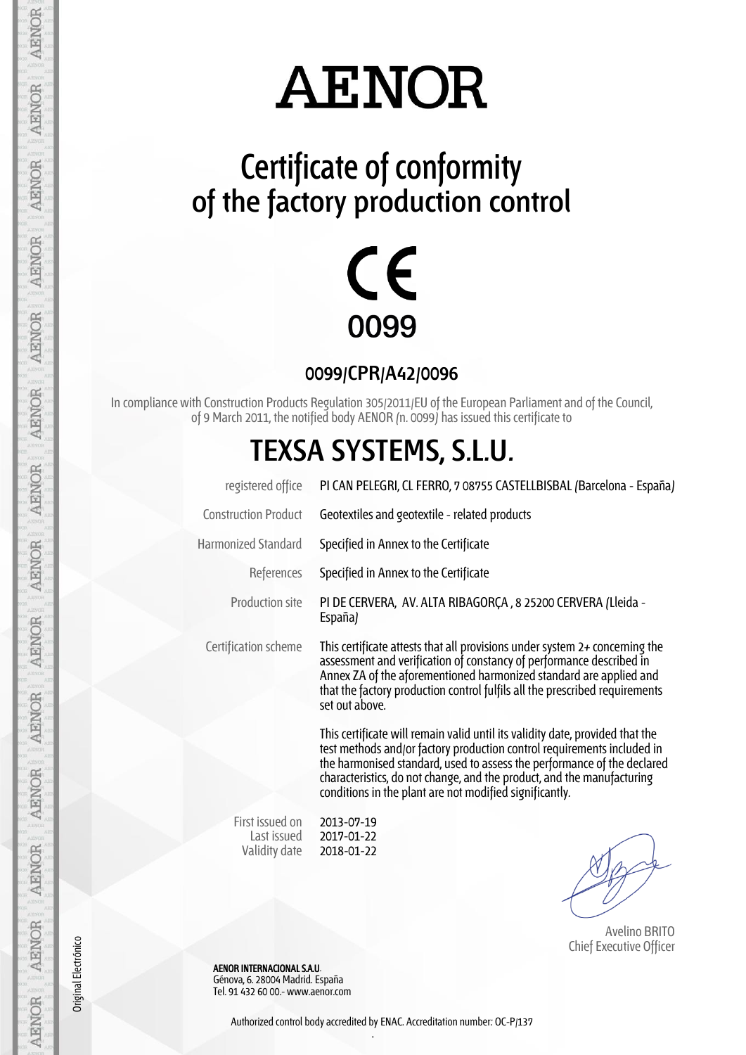# AENOR

## Certificate of conformity of the factory production control

CE

0099

### 0099/CPR/A42/0096

In compliance with Construction Products Regulation 305/2011/EU of the European Parliament and of the Council, of 9 March 2011, the notified body AENOR (n. 0099) has issued this certificate to

## TEXSA SYSTEMS, S.L.U.

| | |
|---|---|
| registered office | PI CAN PELEGRI, CL FERRO, 7 08755 CASTELLBISBAL (Barcelona - España) |
| Construction Product | Geotextiles and geotextile - related products |
| Harmonized Standard | Specified in Annex to the Certificate |
| References | Specified in Annex to the Certificate |
| Production site | PI DE CERVERA, AV. ALTA RIBAGORÇA , 8 25200 CERVERA (Lleida - España) |
| Certification scheme | This certificate attests that all provisions under system 2+ concerning the assessment and verification of constancy of performance described in Annex ZA of the aforementioned harmonized standard are applied and that the factory production control fulfils all the prescribed requirements set out above. |

This certificate will remain valid until its validity date, provided that the test methods and/or factory production control requirements included in the harmonised standard, used to assess the performance of the declared characteristics, do not change, and the product, and the manufacturing conditions in the plant are not modified significantly.

| | |
|---|---|
| First issued on | 2013-07-19 |
| Last issued | 2017-01-22 |
| Validity date | 2018-01-22 |

Avelino BRITO
Chief Executive Officer

**AENOR INTERNACIONAL S.A.U.**
Génova, 6. 28004 Madrid. España
Tel. 91 432 60 00.- www.aenor.com

Original Electrónico

Authorized control body accredited by ENAC. Accreditation number: OC-P/137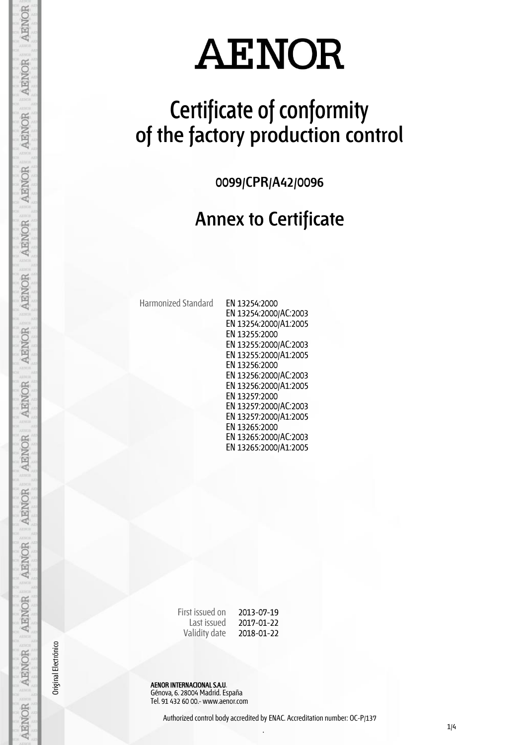# AENOR

# Certificate of conformity of the factory production control

0099/CPR/A42/0096

## Annex to Certificate

Harmonized Standard EN 13254:2000
EN 13254:2000/AC:2003
EN 13254:2000/A1:2005
EN 13255:2000
EN 13255:2000/AC:2003
EN 13255:2000/A1:2005
EN 13256:2000
EN 13256:2000/AC:2003
EN 13256:2000/A1:2005
EN 13257:2000
EN 13257:2000/AC:2003
EN 13257:2000/A1:2005
EN 13265:2000
EN 13265:2000/AC:2003
EN 13265:2000/A1:2005

First issued on 2013-07-19
Last issued 2017-01-22
Validity date 2018-01-22

Original Electrónico

**AENOR INTERNACIONAL S.A.U.**
Génova, 6. 28004 Madrid. España
Tel. 91 432 60 00.- www.aenor.com

Authorized control body accredited by ENAC. Accreditation number: OC-P/137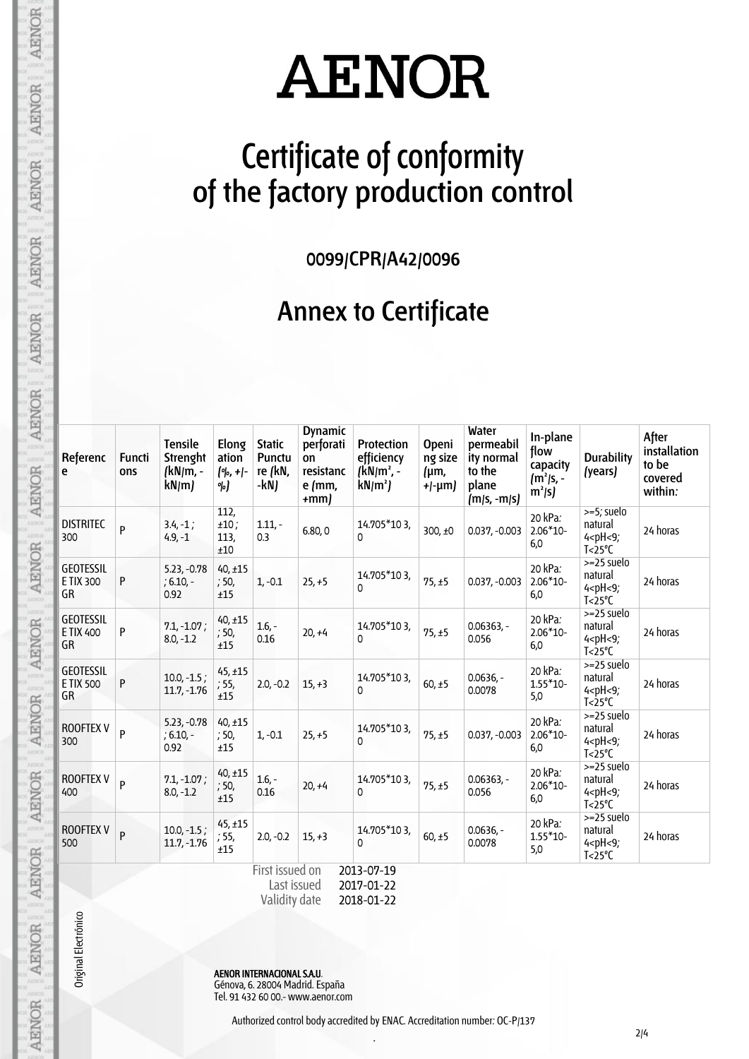# AENOR

## Certificate of conformity of the factory production control

0099/CPR/A42/0096

## Annex to Certificate

| Reference | Functions | Tensile Strenght (kN/m, -kN/m) | Elongation (%, +/-%) | Static Puncture (kN, -kN) | Dynamic perforation resistance (mm, +mm) | Protection efficiency (kN/m², -kN/m²) | Opening size (μm, +/-μm) | Water permeability normal to the plane (m/s, -m/s) | In-plane flow capacity (m²/s, -m²/s) | Durability (years) | After installation to be covered within: |
|---|---|---|---|---|---|---|---|---|---|---|---|
| DISTRITEC 300 | P | 3.4, -1 ; 4.9, -1 | 112, ±10 ; 113, ±10 | 1.11, -0.3 | 6.80, 0 | 14.705*10 3, 0 | 300, ±0 | 0.037, -0.003 | 20 kPa: 2.06*10-6,0 | >=5; suelo natural 4<pH<9; T<25°C | 24 horas |
| GEOTESSILE TIX 300 GR | P | 5.23, -0.78 ; 6.10, -0.92 | 40, ±15 ; 50, ±15 | 1, -0.1 | 25, +5 | 14.705*10 3, 0 | 75, ±5 | 0.037, -0.003 | 20 kPa: 2.06*10-6,0 | >=25 suelo natural 4<pH<9; T<25°C | 24 horas |
| GEOTESSILE TIX 400 GR | P | 7.1, -1.07 ; 8.0, -1.2 | 40, ±15 ; 50, ±15 | 1.6, -0.16 | 20, +4 | 14.705*10 3, 0 | 75, ±5 | 0.06363, -0.056 | 20 kPa: 2.06*10-6,0 | >=25 suelo natural 4<pH<9; T<25°C | 24 horas |
| GEOTESSILE TIX 500 GR | P | 10.0, -1.5 ; 11.7, -1.76 | 45, ±15 ; 55, ±15 | 2.0, -0.2 | 15, +3 | 14.705*10 3, 0 | 60, ±5 | 0.0636, -0.0078 | 20 kPa: 1.55*10-5,0 | >=25 suelo natural 4<pH<9; T<25°C | 24 horas |
| ROOFTEX V 300 | P | 5.23, -0.78 ; 6.10, -0.92 | 40, ±15 ; 50, ±15 | 1, -0.1 | 25, +5 | 14.705*10 3, 0 | 75, ±5 | 0.037, -0.003 | 20 kPa: 2.06*10-6,0 | >=25 suelo natural 4<pH<9; T<25°C | 24 horas |
| ROOFTEX V 400 | P | 7.1, -1.07 ; 8.0, -1.2 | 40, ±15 ; 50, ±15 | 1.6, -0.16 | 20, +4 | 14.705*10 3, 0 | 75, ±5 | 0.06363, -0.056 | 20 kPa: 2.06*10-6,0 | >=25 suelo natural 4<pH<9; T<25°C | 24 horas |
| ROOFTEX V 500 | P | 10.0, -1.5 ; 11.7, -1.76 | 45, ±15 ; 55, ±15 | 2.0, -0.2 | 15, +3 | 14.705*10 3, 0 | 60, ±5 | 0.0636, -0.0078 | 20 kPa: 1.55*10-5,0 | >=25 suelo natural 4<pH<9; T<25°C | 24 horas |

First issued on 2013-07-19
Last issued 2017-01-22
Validity date 2018-01-22

Original Electrónico

**AENOR INTERNACIONAL S.A.U.**
Génova, 6. 28004 Madrid. España
Tel. 91 432 60 00.- www.aenor.com

Authorized control body accredited by ENAC. Accreditation number: OC-P/137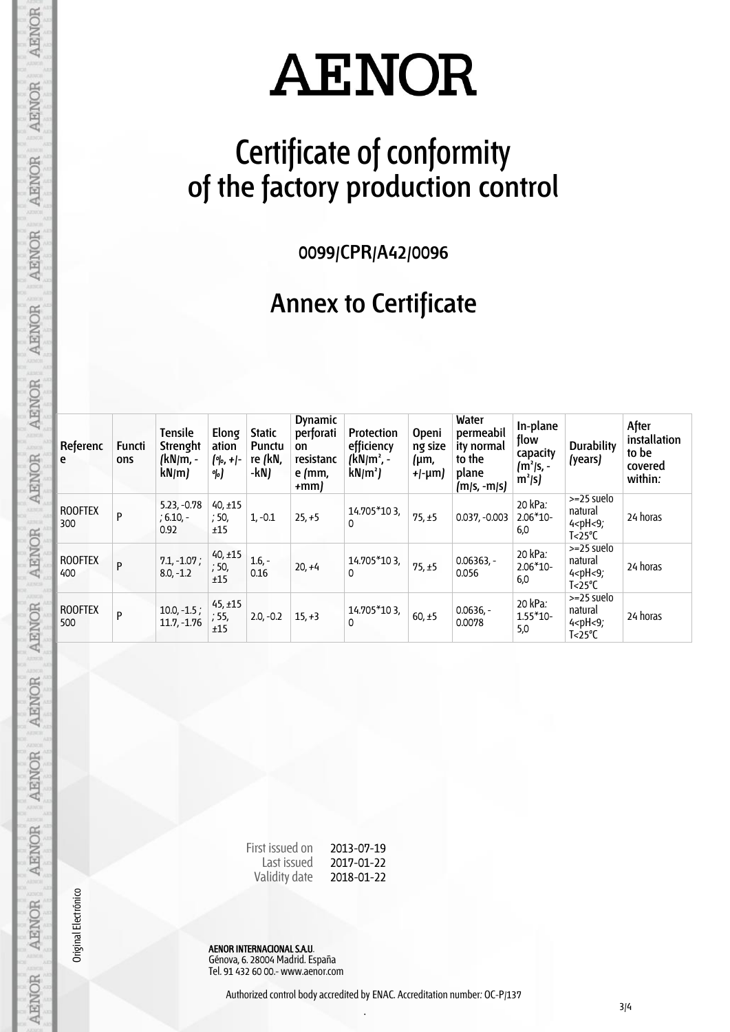# AENOR

# Certificate of conformity of the factory production control

## 0099/CPR/A42/0096

## Annex to Certificate

| Reference | Functions | Tensile Strenght (kN/m, -kN/m) | Elongation (%, +/-%) | Static Puncture (kN, -kN) | Dynamic perforation resistance (mm, +mm) | Protection efficiency (kN/m², -kN/m²) | Opening size (µm, +/-µm) | Water permeability normal to the plane (m/s, -m/s) | In-plane flow capacity (m²/s, -m²/s) | Durability (years) | After installation to be covered within: |
|---|---|---|---|---|---|---|---|---|---|---|---|
| ROOFTEX 300 | P | 5.23, -0.78 ; 6.10, -0.92 | 40, ±15 ; 50, ±15 | 1, -0.1 | 25, +5 | 14.705*10 3, 0 | 75, ±5 | 0.037, -0.003 | 20 kPa: 2.06*10-6,0 | >=25 suelo natural 4<pH<9; T<25°C | 24 horas |
| ROOFTEX 400 | P | 7.1, -1.07 ; 8.0, -1.2 | 40, ±15 ; 50, ±15 | 1.6, -0.16 | 20, +4 | 14.705*10 3, 0 | 75, ±5 | 0.06363, -0.056 | 20 kPa: 2.06*10-6,0 | >=25 suelo natural 4<pH<9; T<25°C | 24 horas |
| ROOFTEX 500 | P | 10.0, -1.5 ; 11.7, -1.76 | 45, ±15 ; 55, ±15 | 2.0, -0.2 | 15, +3 | 14.705*10 3, 0 | 60, ±5 | 0.0636, -0.0078 | 20 kPa: 1.55*10-5,0 | >=25 suelo natural 4<pH<9; T<25°C | 24 horas |

First issued on 2013-07-19
Last issued 2017-01-22
Validity date 2018-01-22

Original Electrónico

**AENOR INTERNACIONAL S.A.U.**
Génova, 6. 28004 Madrid. España
Tel. 91 432 60 00.- www.aenor.com

Authorized control body accredited by ENAC. Accreditation number: OC-P/137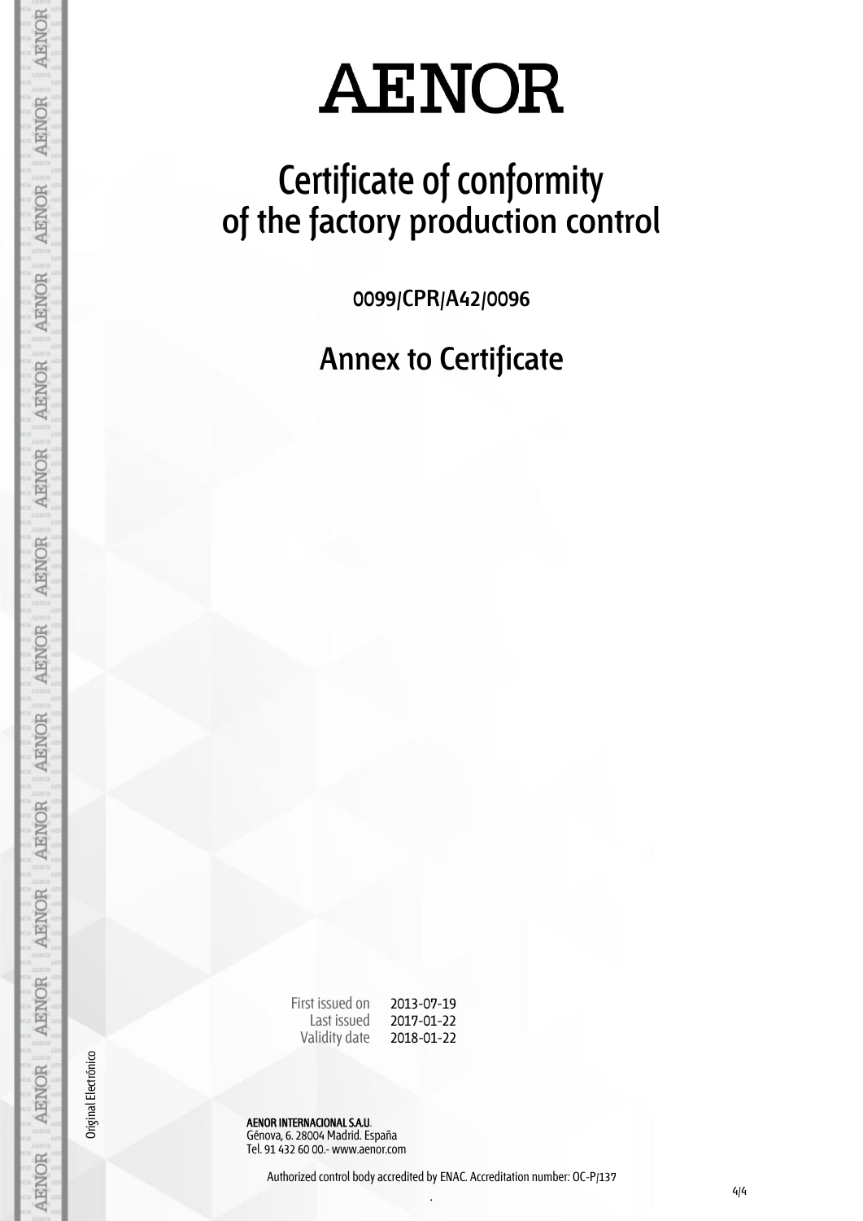# AENOR

## Certificate of conformity of the factory production control

0099/CPR/A42/0096

## Annex to Certificate

| | |
|---|---|
| First issued on | 2013-07-19 |
| Last issued | 2017-01-22 |
| Validity date | 2018-01-22 |

Original Electrónico

**AENOR INTERNACIONAL S.A.U.**
Génova, 6. 28004 Madrid. España
Tel. 91 432 60 00.- www.aenor.com

Authorized control body accredited by ENAC. Accreditation number: OC-P/137